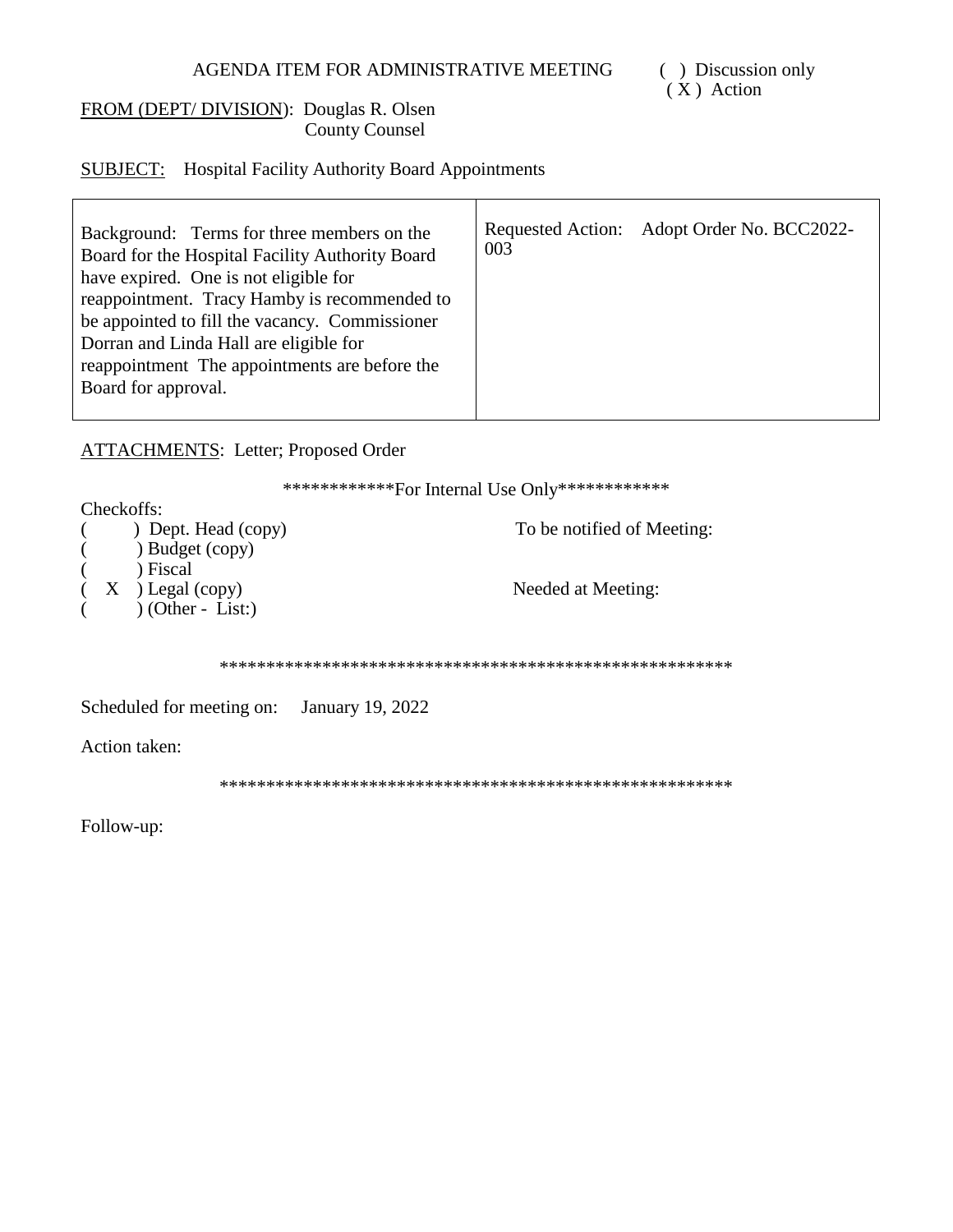AGENDA ITEM FOR ADMINISTRATIVE MEETING ( ) Discussion only
( X ) Action

<u>FROM (DEPT/ DIVISION)</u>: Douglas R. Olsen
County Counsel

<u>SUBJECT:</u> Hospital Facility Authority Board Appointments

| Background: Terms for three members on the Board for the Hospital Facility Authority Board have expired. One is not eligible for reappointment. Tracy Hamby is recommended to be appointed to fill the vacancy. Commissioner Dorran and Linda Hall are eligible for reappointment The appointments are before the Board for approval. | Requested Action: Adopt Order No. BCC2022-003 |
|---|---|

<u>ATTACHMENTS</u>: Letter; Proposed Order

************For Internal Use Only************

Checkoffs:

( ) Dept. Head (copy)
( ) Budget (copy)
( ) Fiscal
( X ) Legal (copy)
( ) (Other - List:)

To be notified of Meeting:

Needed at Meeting:

*******************************************************

Scheduled for meeting on: January 19, 2022

Action taken:

*******************************************************

Follow-up: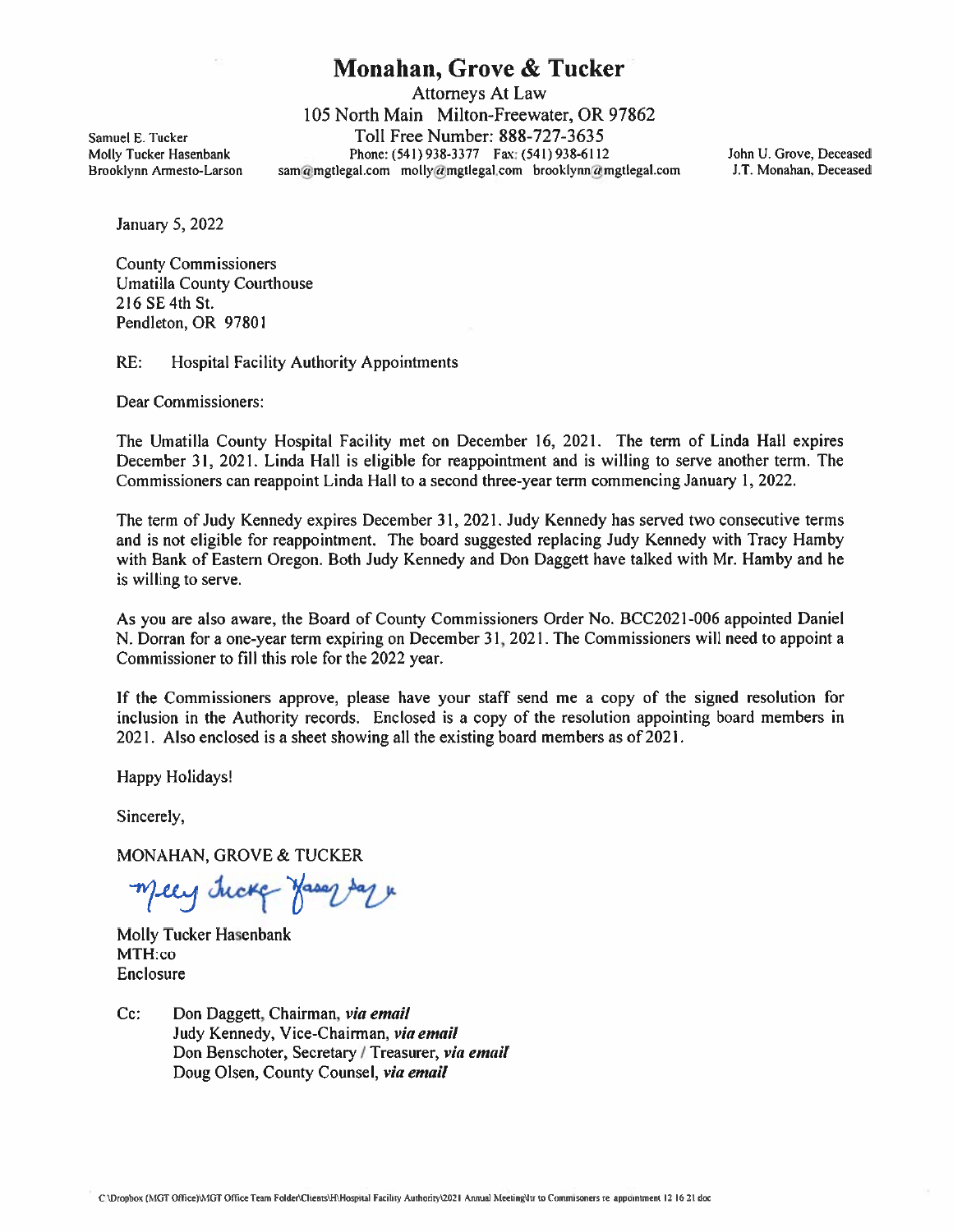# Monahan, Grove & Tucker

Attorneys At Law
105 North Main Milton-Freewater, OR 97862
Toll Free Number: 888-727-3635
Phone: (541) 938-3377 Fax: (541) 938-6112
sam@mgtlegal.com molly@mgtlegal.com brooklynn@mgtlegal.com

Samuel E. Tucker
Molly Tucker Hasenbank
Brooklynn Armesto-Larson

John U. Grove, Deceased
J.T. Monahan, Deceased

January 5, 2022

County Commissioners
Umatilla County Courthouse
216 SE 4th St.
Pendleton, OR 97801

RE: Hospital Facility Authority Appointments

Dear Commissioners:

The Umatilla County Hospital Facility met on December 16, 2021. The term of Linda Hall expires December 31, 2021. Linda Hall is eligible for reappointment and is willing to serve another term. The Commissioners can reappoint Linda Hall to a second three-year term commencing January 1, 2022.

The term of Judy Kennedy expires December 31, 2021. Judy Kennedy has served two consecutive terms and is not eligible for reappointment. The board suggested replacing Judy Kennedy with Tracy Hamby with Bank of Eastern Oregon. Both Judy Kennedy and Don Daggett have talked with Mr. Hamby and he is willing to serve.

As you are also aware, the Board of County Commissioners Order No. BCC2021-006 appointed Daniel N. Dorran for a one-year term expiring on December 31, 2021. The Commissioners will need to appoint a Commissioner to fill this role for the 2022 year.

If the Commissioners approve, please have your staff send me a copy of the signed resolution for inclusion in the Authority records. Enclosed is a copy of the resolution appointing board members in 2021. Also enclosed is a sheet showing all the existing board members as of 2021.

Happy Holidays!

Sincerely,

MONAHAN, GROVE & TUCKER

Molly Tucker Hasenbank
MTH:co
Enclosure

Cc: Don Daggett, Chairman, ***via email***
Judy Kennedy, Vice-Chairman, ***via email***
Don Benschoter, Secretary / Treasurer, ***via email***
Doug Olsen, County Counsel, ***via email***

C:\Dropbox (MGT Office)\MGT Office Team Folder\Clients\H\Hospital Facility Authority\2021 Annual Meeting\ltr to Commisoners re appointment 12 16 21.doc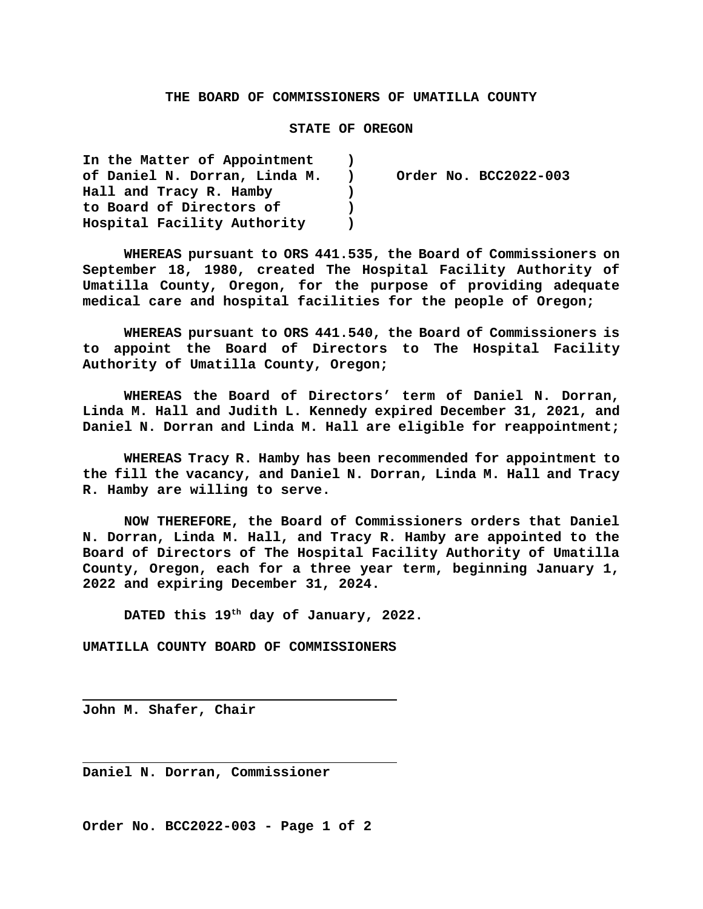**THE BOARD OF COMMISSIONERS OF UMATILLA COUNTY**

**STATE OF OREGON**

**In the Matter of Appointment )**
**of Daniel N. Dorran, Linda M. ) Order No. BCC2022-003**
**Hall and Tracy R. Hamby )**
**to Board of Directors of )**
**Hospital Facility Authority )**

**WHEREAS pursuant to ORS 441.535, the Board of Commissioners on September 18, 1980, created The Hospital Facility Authority of Umatilla County, Oregon, for the purpose of providing adequate medical care and hospital facilities for the people of Oregon;**

**WHEREAS pursuant to ORS 441.540, the Board of Commissioners is to appoint the Board of Directors to The Hospital Facility Authority of Umatilla County, Oregon;**

**WHEREAS the Board of Directors' term of Daniel N. Dorran, Linda M. Hall and Judith L. Kennedy expired December 31, 2021, and Daniel N. Dorran and Linda M. Hall are eligible for reappointment;**

**WHEREAS Tracy R. Hamby has been recommended for appointment to the fill the vacancy, and Daniel N. Dorran, Linda M. Hall and Tracy R. Hamby are willing to serve.**

**NOW THEREFORE, the Board of Commissioners orders that Daniel N. Dorran, Linda M. Hall, and Tracy R. Hamby are appointed to the Board of Directors of The Hospital Facility Authority of Umatilla County, Oregon, each for a three year term, beginning January 1, 2022 and expiring December 31, 2024.**

**DATED this 19th day of January, 2022.**

**UMATILLA COUNTY BOARD OF COMMISSIONERS**

\_\_\_\_\_\_\_\_\_\_\_\_\_\_\_\_\_\_\_\_\_\_\_\_\_\_\_\_\_\_\_\_\_\_\_\_\_\_
**John M. Shafer, Chair**

\_\_\_\_\_\_\_\_\_\_\_\_\_\_\_\_\_\_\_\_\_\_\_\_\_\_\_\_\_\_\_\_\_\_\_\_\_\_
**Daniel N. Dorran, Commissioner**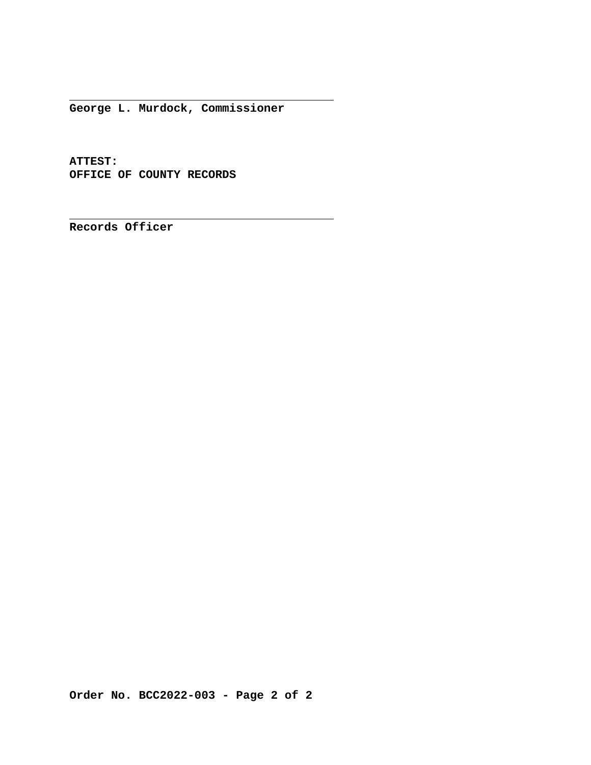\_\_\_\_\_\_\_\_\_\_\_\_\_\_\_\_\_\_\_\_\_\_\_\_\_\_\_\_\_\_\_\_\_\_\_\_\_\_

**George L. Murdock, Commissioner**

**ATTEST:**
**OFFICE OF COUNTY RECORDS**

\_\_\_\_\_\_\_\_\_\_\_\_\_\_\_\_\_\_\_\_\_\_\_\_\_\_\_\_\_\_\_\_\_\_\_\_\_\_

**Records Officer**